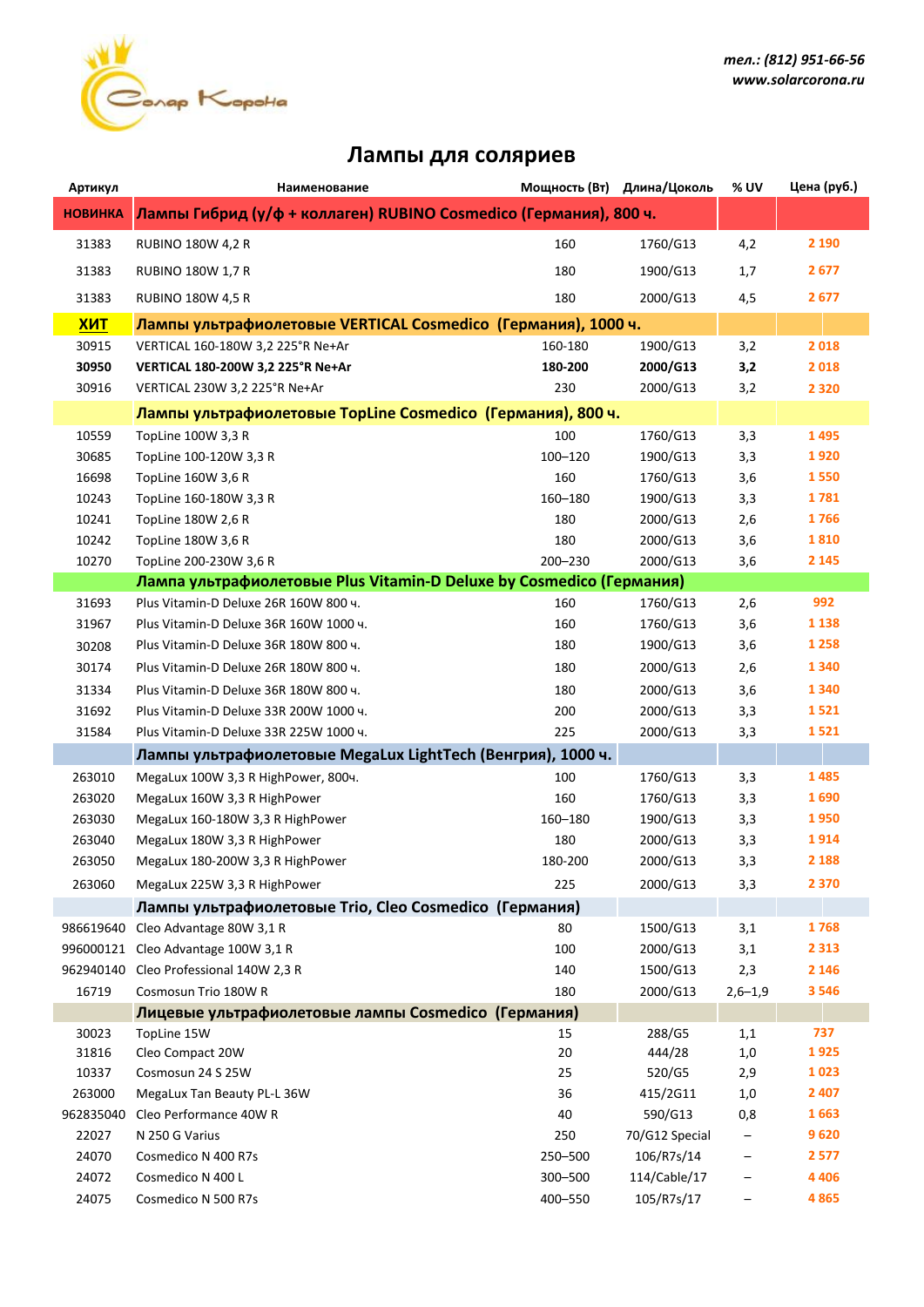*тел.: (812) 951-66-56*
*www.solarcorona.ru*

# Лампы для соляриев

| Артикул | Наименование | Мощность (Вт) | Длина/Цоколь | % UV | Цена (руб.) |
|---|---|---|---|---|---|
| **НОВИНКА** | **Лампы Гибрид (у/ф + коллаген) RUBINO Cosmedico (Германия), 800 ч.** | | | | |
| 31383 | RUBINO 180W 4,2 R | 160 | 1760/G13 | 4,2 | 2 190 |
| 31383 | RUBINO 180W 1,7 R | 180 | 1900/G13 | 1,7 | 2 677 |
| 31383 | RUBINO 180W 4,5 R | 180 | 2000/G13 | 4,5 | 2 677 |
| **ХИТ** | **Лампы ультрафиолетовые VERTICAL Cosmedico (Германия), 1000 ч.** | | | | |
| 30915 | VERTICAL 160-180W 3,2 225°R Ne+Ar | 160-180 | 1900/G13 | 3,2 | 2 018 |
| **30950** | **VERTICAL 180-200W 3,2 225°R Ne+Ar** | **180-200** | **2000/G13** | **3,2** | 2 018 |
| 30916 | VERTICAL 230W 3,2 225°R Ne+Ar | 230 | 2000/G13 | 3,2 | 2 320 |
| | **Лампы ультрафиолетовые TopLine Cosmedico (Германия), 800 ч.** | | | | |
| 10559 | TopLine 100W 3,3 R | 100 | 1760/G13 | 3,3 | 1 495 |
| 30685 | TopLine 100-120W 3,3 R | 100–120 | 1900/G13 | 3,3 | 1 920 |
| 16698 | TopLine 160W 3,6 R | 160 | 1760/G13 | 3,6 | 1 550 |
| 10243 | TopLine 160-180W 3,3 R | 160–180 | 1900/G13 | 3,3 | 1 781 |
| 10241 | TopLine 180W 2,6 R | 180 | 2000/G13 | 2,6 | 1 766 |
| 10242 | TopLine 180W 3,6 R | 180 | 2000/G13 | 3,6 | 1 810 |
| 10270 | TopLine 200-230W 3,6 R | 200–230 | 2000/G13 | 3,6 | 2 145 |
| | **Лампа ультрафиолетовые Plus Vitamin-D Deluxe by Cosmedico (Германия)** | | | | |
| 31693 | Plus Vitamin-D Deluxe 26R 160W 800 ч. | 160 | 1760/G13 | 2,6 | 992 |
| 31967 | Plus Vitamin-D Deluxe 36R 160W 1000 ч. | 160 | 1760/G13 | 3,6 | 1 138 |
| 30208 | Plus Vitamin-D Deluxe 36R 180W 800 ч. | 180 | 1900/G13 | 3,6 | 1 258 |
| 30174 | Plus Vitamin-D Deluxe 26R 180W 800 ч. | 180 | 2000/G13 | 2,6 | 1 340 |
| 31334 | Plus Vitamin-D Deluxe 36R 180W 800 ч. | 180 | 2000/G13 | 3,6 | 1 340 |
| 31692 | Plus Vitamin-D Deluxe 33R 200W 1000 ч. | 200 | 2000/G13 | 3,3 | 1 521 |
| 31584 | Plus Vitamin-D Deluxe 33R 225W 1000 ч. | 225 | 2000/G13 | 3,3 | 1 521 |
| | **Лампы ультрафиолетовые MegaLux LightTech (Венгрия), 1000 ч.** | | | | |
| 263010 | MegaLux 100W 3,3 R HighPower, 800ч. | 100 | 1760/G13 | 3,3 | 1 485 |
| 263020 | MegaLux 160W 3,3 R HighPower | 160 | 1760/G13 | 3,3 | 1 690 |
| 263030 | MegaLux 160-180W 3,3 R HighPower | 160–180 | 1900/G13 | 3,3 | 1 950 |
| 263040 | MegaLux 180W 3,3 R HighPower | 180 | 2000/G13 | 3,3 | 1 914 |
| 263050 | MegaLux 180-200W 3,3 R HighPower | 180-200 | 2000/G13 | 3,3 | 2 188 |
| 263060 | MegaLux 225W 3,3 R HighPower | 225 | 2000/G13 | 3,3 | 2 370 |
| | **Лампы ультрафиолетовые Trio, Cleo Cosmedico (Германия)** | | | | |
| 986619640 | Cleo Advantage 80W 3,1 R | 80 | 1500/G13 | 3,1 | 1 768 |
| 996000121 | Cleo Advantage 100W 3,1 R | 100 | 2000/G13 | 3,1 | 2 313 |
| 962940140 | Cleo Professional 140W 2,3 R | 140 | 1500/G13 | 2,3 | 2 146 |
| 16719 | Cosmosun Trio 180W R | 180 | 2000/G13 | 2,6–1,9 | 3 546 |
| | **Лицевые ультрафиолетовые лампы Cosmedico (Германия)** | | | | |
| 30023 | TopLine 15W | 15 | 288/G5 | 1,1 | 737 |
| 31816 | Cleo Compact 20W | 20 | 444/28 | 1,0 | 1 925 |
| 10337 | Cosmosun 24 S 25W | 25 | 520/G5 | 2,9 | 1 023 |
| 263000 | MegaLux Tan Beauty PL-L 36W | 36 | 415/2G11 | 1,0 | 2 407 |
| 962835040 | Cleo Performance 40W R | 40 | 590/G13 | 0,8 | 1 663 |
| 22027 | N 250 G Varius | 250 | 70/G12 Special | – | 9 620 |
| 24070 | Cosmedico N 400 R7s | 250–500 | 106/R7s/14 | – | 2 577 |
| 24072 | Cosmedico N 400 L | 300–500 | 114/Cable/17 | – | 4 406 |
| 24075 | Cosmedico N 500 R7s | 400–550 | 105/R7s/17 | – | 4 865 |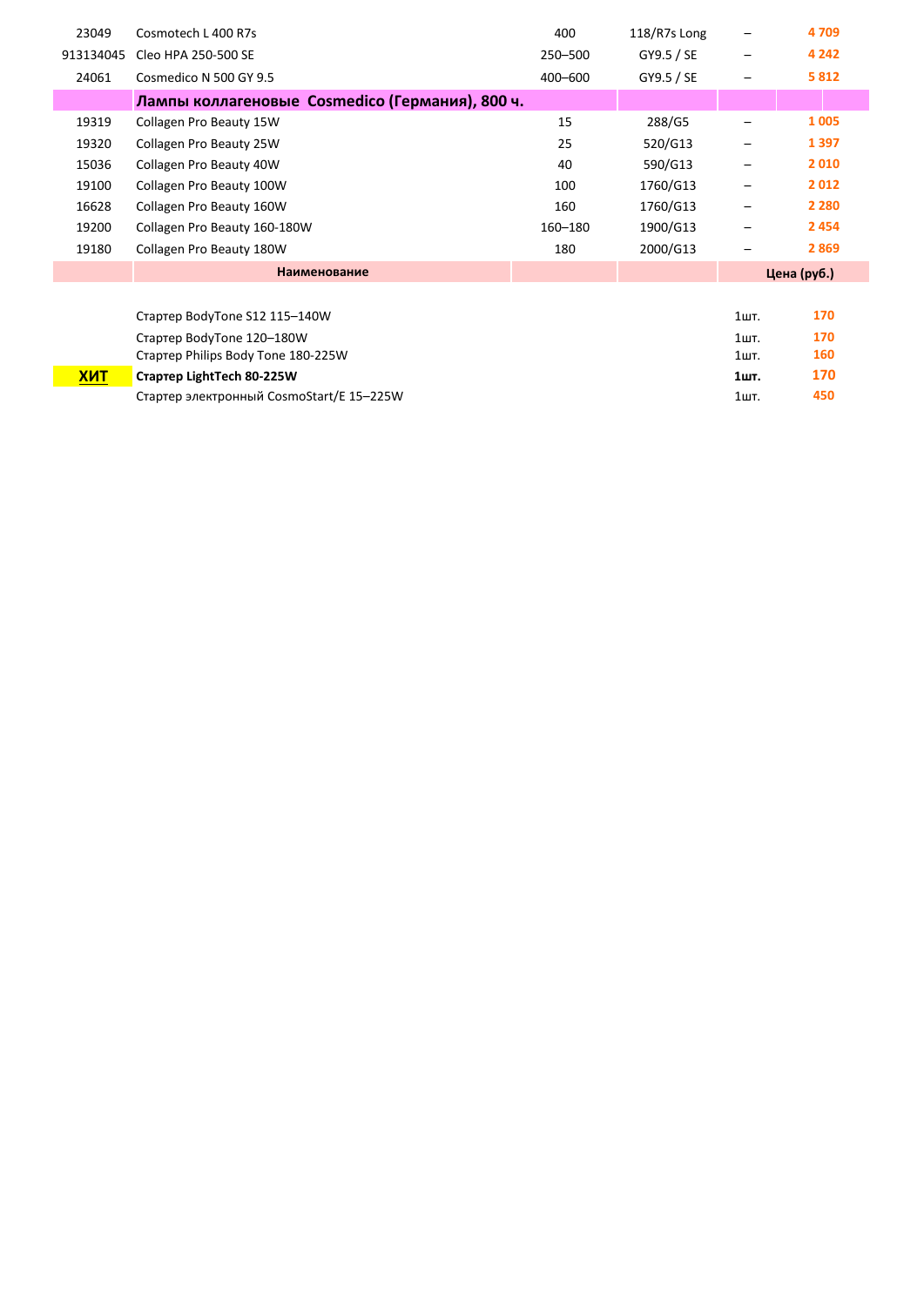| | | | | | |
|---|---|---|---|---|---|
| 23049 | Cosmotech L 400 R7s | 400 | 118/R7s Long | – | **4 709** |
| 913134045 | Cleo HPA 250-500 SE | 250–500 | GY9.5 / SE | – | **4 242** |
| 24061 | Cosmedico N 500 GY 9.5 | 400–600 | GY9.5 / SE | – | **5 812** |
| | **Лампы коллагеновые Cosmedico (Германия), 800 ч.** | | | | |
| 19319 | Collagen Pro Beauty 15W | 15 | 288/G5 | – | **1 005** |
| 19320 | Collagen Pro Beauty 25W | 25 | 520/G13 | – | **1 397** |
| 15036 | Collagen Pro Beauty 40W | 40 | 590/G13 | – | **2 010** |
| 19100 | Collagen Pro Beauty 100W | 100 | 1760/G13 | – | **2 012** |
| 16628 | Collagen Pro Beauty 160W | 160 | 1760/G13 | – | **2 280** |
| 19200 | Collagen Pro Beauty 160-180W | 160–180 | 1900/G13 | – | **2 454** |
| 19180 | Collagen Pro Beauty 180W | 180 | 2000/G13 | – | **2 869** |

| | Наименование | | Цена (руб.) |
|---|---|---|---|
| | Стартер BodyTone S12 115–140W | 1шт. | **170** |
| | Стартер BodyTone 120–180W | 1шт. | **170** |
| | Стартер Philips Body Tone 180-225W | 1шт. | **160** |
| **ХИТ** | **Стартер LightTech 80-225W** | **1шт.** | **170** |
| | Стартер электронный CosmoStart/E 15–225W | 1шт. | **450** |